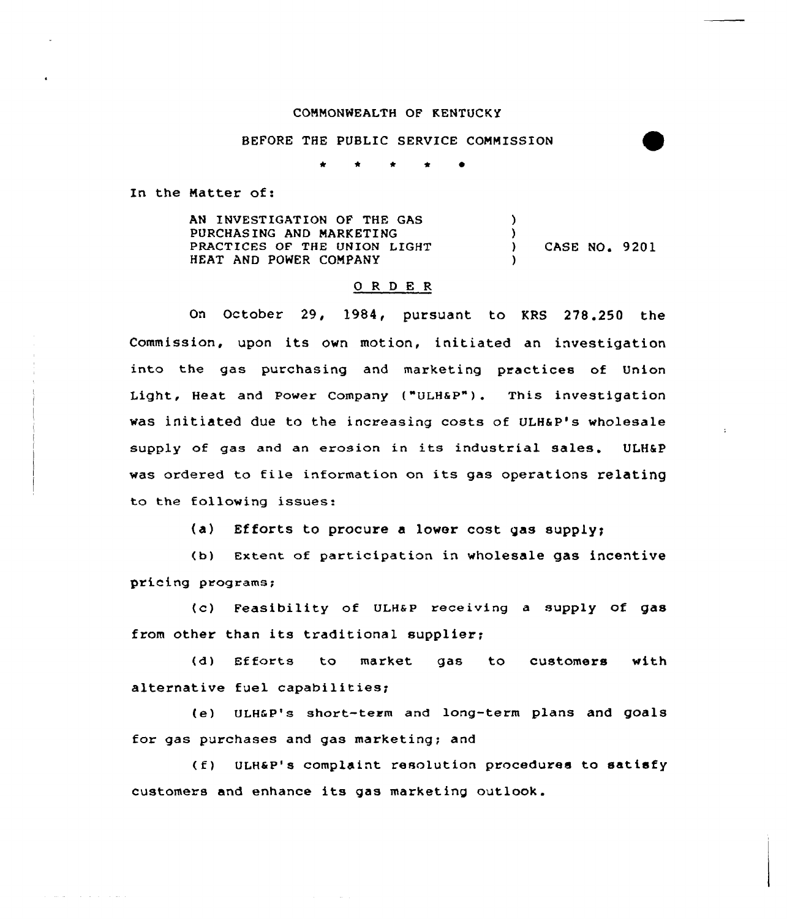COMMONWEALTH OF KENTUCKY

BEFORE THE PUBLIC SERVICE COMMISSION

\* \* \* \* \*

In the Matter of:

| | | |
|---|---|---|
| AN INVESTIGATION OF THE GAS PURCHASING AND MARKETING PRACTICES OF THE UNION LIGHT HEAT AND POWER COMPANY | ) | CASE NO. 9201 |

ORDER

On October 29, 1984, pursuant to KRS 278.250 the Commission, upon its own motion, initiated an investigation into the gas purchasing and marketing practices of Union Light, Heat and Power Company ("ULH&P"). This investigation was initiated due to the increasing costs of ULH&P's wholesale supply of gas and an erosion in its industrial sales. ULH&P was ordered to file information on its gas operations relating to the following issues:

(a) Efforts to procure a lower cost gas supply;

(b) Extent of participation in wholesale gas incentive pricing programs;

(c) Feasibility of ULH&P receiving a supply of gas from other than its traditional supplier;

(d) Efforts to market gas to customers with alternative fuel capabilities;

(e) ULH&P's short-term and long-term plans and goals for gas purchases and gas marketing; and

(f) ULH&P's complaint resolution procedures to satisfy customers and enhance its gas marketing outlook.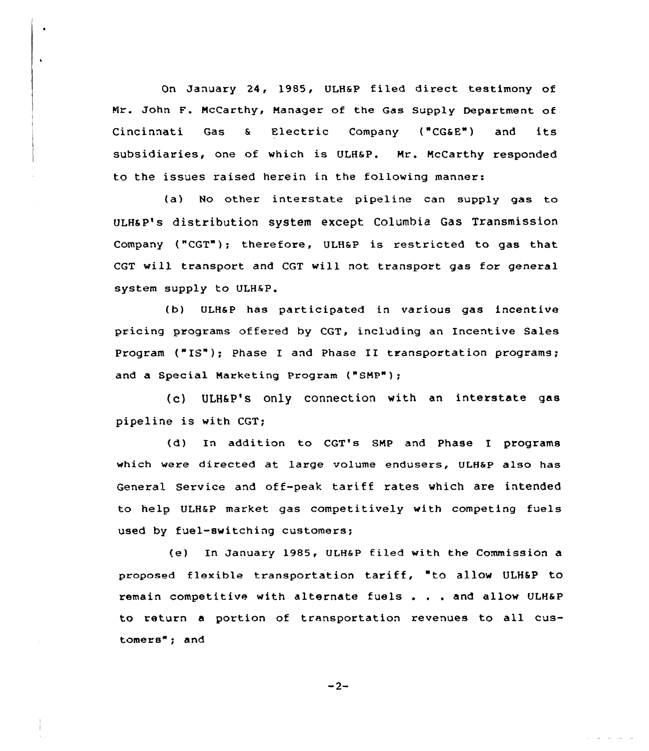On January 24, 1985, ULH&P filed direct testimony of Mr. John F. McCarthy, Manager of the Gas Supply Department of Cincinnati Gas & Electric Company ("CG&E") and its subsidiaries, one of which is ULH&P. Mr. McCarthy responded to the issues raised herein in the following manner:

(a) No other interstate pipeline can supply gas to ULH&P's distribution system except Columbia Gas Transmission Company ("CGT"); therefore, ULH&P is restricted to gas that CGT will transport and CGT will not transport gas for general system supply to ULH&P.

(b) ULH&P has participated in various gas incentive pricing programs offered by CGT, including an Incentive Sales Program ("IS"); Phase I and Phase II transportation programs; and a Special Marketing Program ("SMP");

(c) ULH&P's only connection with an interstate gas pipeline is with CGT;

(d) In addition to CGT's SMP and Phase I programs which were directed at large volume endusers, ULH&P also has General Service and off-peak tariff rates which are intended to help ULH&P market gas competitively with competing fuels used by fuel-switching customers;

(e) In January 1985, ULH&P filed with the Commission a proposed flexible transportation tariff, "to allow ULH&P to remain competitive with alternate fuels . . . and allow ULH&P to return a portion of transportation revenues to all customers"; and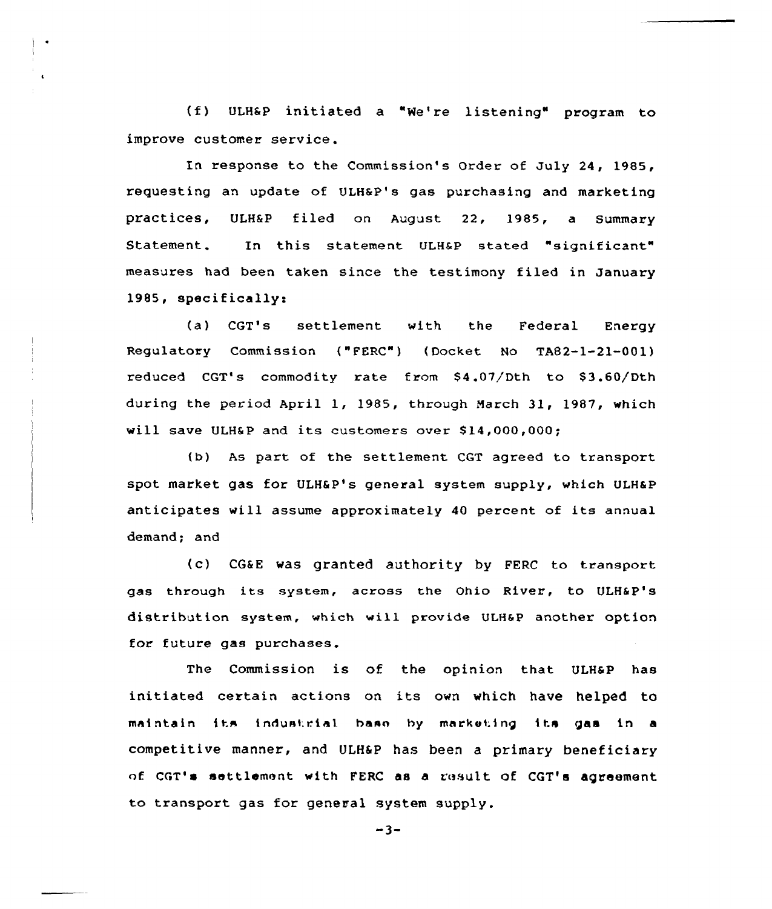(f) ULH&P initiated a "We're listening" program to improve customer service.

In response to the Commission's Order of July 24, 1985, requesting an update of ULH&P's gas purchasing and marketing practices, ULH&P filed on August 22, 1985, a Summary Statement. In this statement ULH&P stated "significant" measures had been taken since the testimony filed in January 1985, specifically:

(a) CGT's settlement with the Federal Energy Regulatory Commission ("FERC") (Docket No TA82-1-21-001) reduced CGT's commodity rate from $4.07/Dth to $3.60/Dth during the period April 1, 1985, through March 31, 1987, which will save ULH&P and its customers over $14,000,000;

(b) As part of the settlement CGT agreed to transport spot market gas for ULH&P's general system supply, which ULH&P anticipates will assume approximately 40 percent of its annual demand; and

(c) CG&E was granted authority by FERC to transport gas through its system, across the Ohio River, to ULH&P's distribution system, which will provide ULH&P another option for future gas purchases.

The Commission is of the opinion that ULH&P has initiated certain actions on its own which have helped to maintain its industrial base by marketing its gas in a competitive manner, and ULH&P has been a primary beneficiary of CGT's settlement with FERC as a result of CGT's agreement to transport gas for general system supply.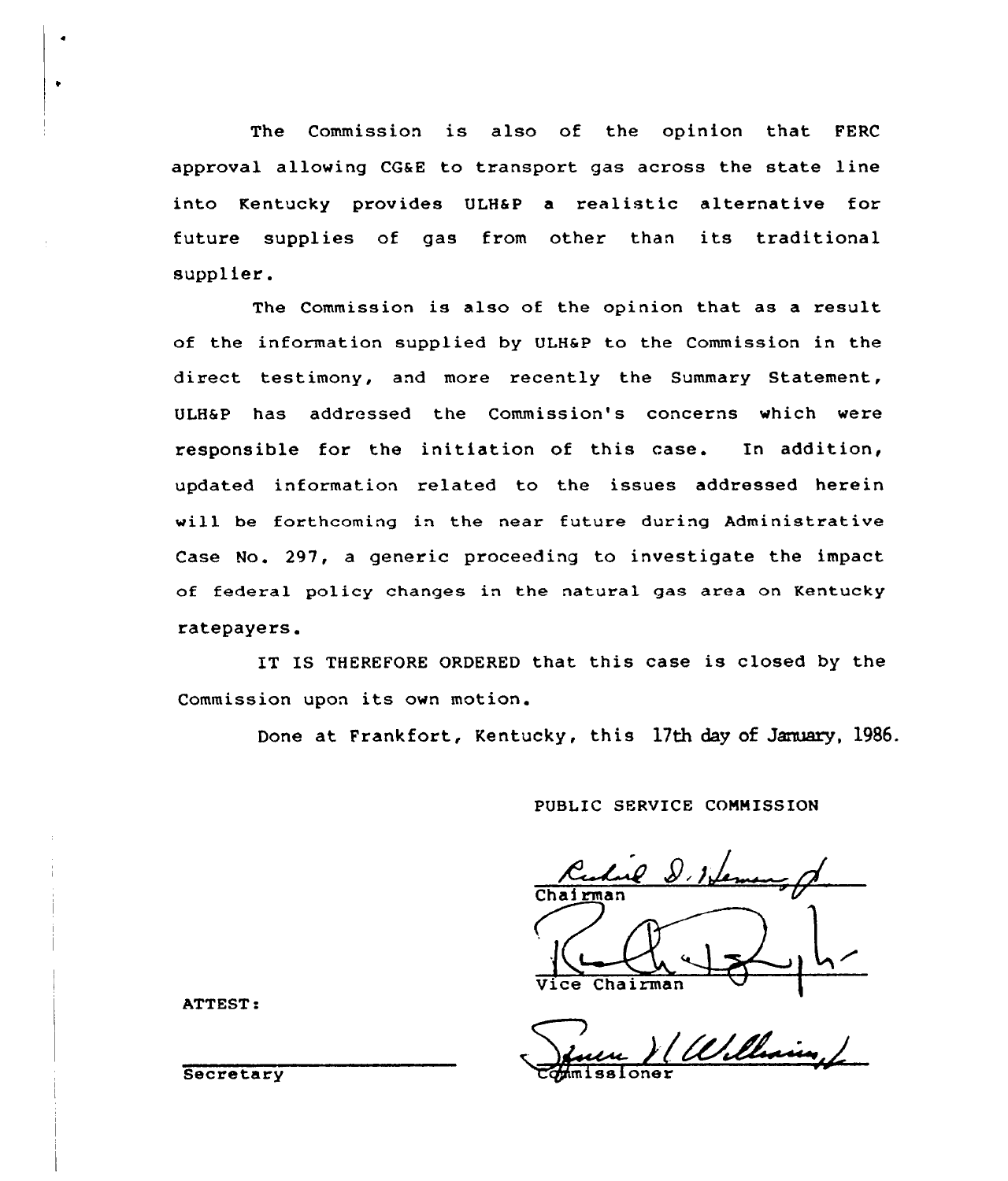The Commission is also of the opinion that FERC approval allowing CG&E to transport gas across the state line into Kentucky provides ULH&P a realistic alternative for future supplies of gas from other than its traditional supplier.

The Commission is also of the opinion that as a result of the information supplied by ULH&P to the Commission in the direct testimony, and more recently the Summary Statement, ULH&P has addressed the Commission's concerns which were responsible for the initiation of this case. In addition, updated information related to the issues addressed herein will be forthcoming in the near future during Administrative Case No. 297, a generic proceeding to investigate the impact of federal policy changes in the natural gas area on Kentucky ratepayers.

IT IS THEREFORE ORDERED that this case is closed by the Commission upon its own motion.

Done at Frankfort, Kentucky, this 17th day of January, 1986.

PUBLIC SERVICE COMMISSION

Chairman

Vice Chairman

Commissioner

ATTEST:

Secretary